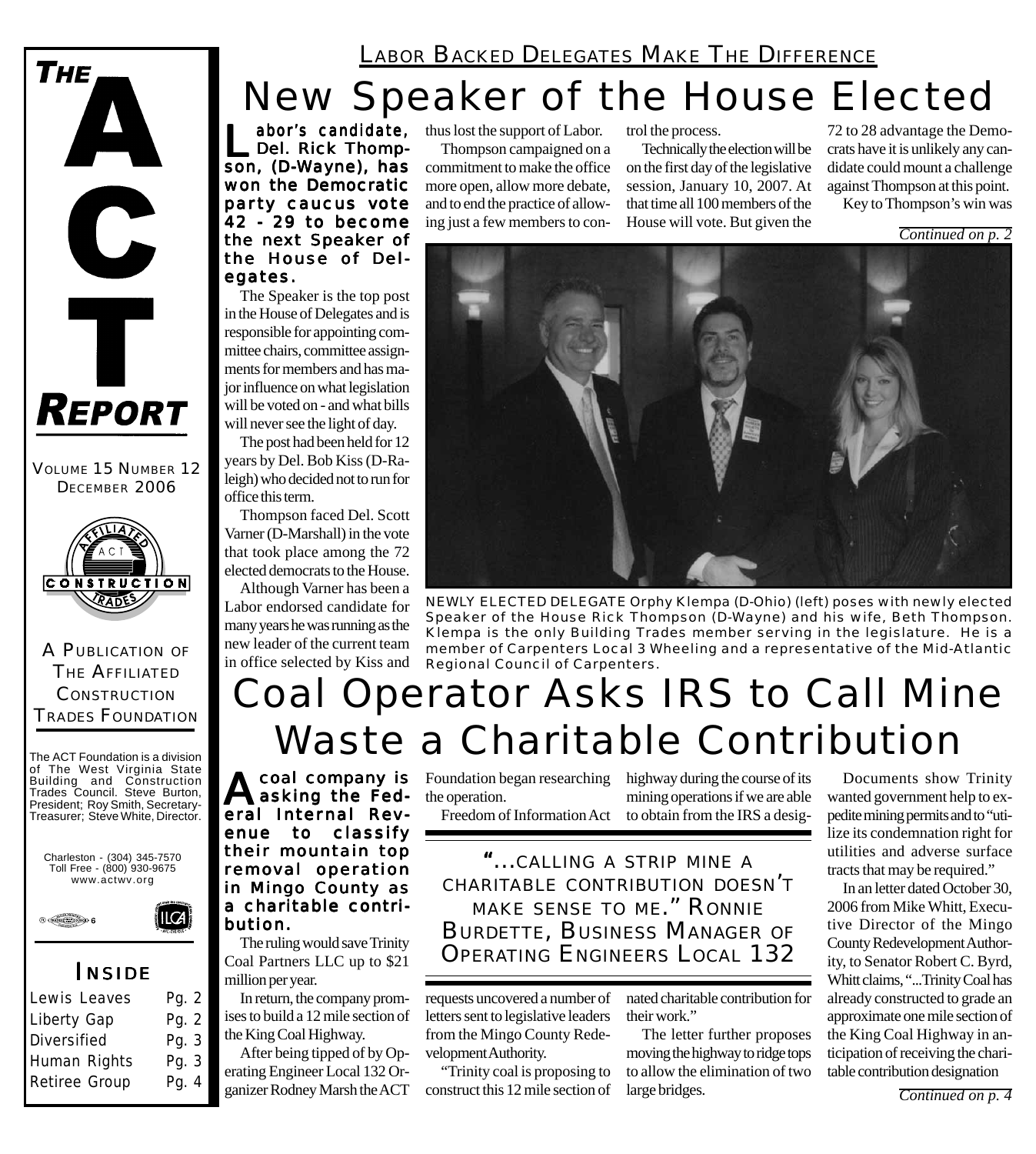# THE ACT REPORT

VOLUME 15 NUMBER 12
DECEMBER 2006

A PUBLICATION OF THE AFFILIATED CONSTRUCTION TRADES FOUNDATION

The ACT Foundation is a division of The West Virginia State Building and Construction Trades Council. Steve Burton, President; Roy Smith, Secretary-Treasurer; Steve White, Director.

Charleston - (304) 345-7570
Toll Free - (800) 930-9675
www.actwv.org

## INSIDE

| | |
|---|---|
| Lewis Leaves | Pg. 2 |
| Liberty Gap | Pg. 2 |
| Diversified | Pg. 3 |
| Human Rights | Pg. 3 |
| Retiree Group | Pg. 4 |

LABOR BACKED DELEGATES MAKE THE DIFFERENCE

# New Speaker of the House Elected

**Labor's candidate, Del. Rick Thompson, (D-Wayne), has won the Democratic party caucus vote 42 - 29 to become the next Speaker of the House of Delegates.**

The Speaker is the top post in the House of Delegates and is responsible for appointing committee chairs, committee assignments for members and has major influence on what legislation will be voted on - and what bills will never see the light of day.

The post had been held for 12 years by Del. Bob Kiss (D-Raleigh) who decided not to run for office this term.

Thompson faced Del. Scott Varner (D-Marshall) in the vote that took place among the 72 elected democrats to the House.

Although Varner has been a Labor endorsed candidate for many years he was running as the new leader of the current team in office selected by Kiss and thus lost the support of Labor.

Thompson campaigned on a commitment to make the office more open, allow more debate, and to end the practice of allowing just a few members to control the process.

Technically the election will be on the first day of the legislative session, January 10, 2007. At that time all 100 members of the House will vote. But given the 72 to 28 advantage the Democrats have it is unlikely any candidate could mount a challenge against Thompson at this point.

Key to Thompson's win was

*Continued on p. 2*

NEWLY ELECTED DELEGATE Orphy Klempa (D-Ohio) (left) poses with newly elected Speaker of the House Rick Thompson (D-Wayne) and his wife, Beth Thompson. Klempa is the only Building Trades member serving in the legislature. He is a member of Carpenters Local 3 Wheeling and a representative of the Mid-Atlantic Regional Council of Carpenters.

# Coal Operator Asks IRS to Call Mine Waste a Charitable Contribution

**A coal company is asking the Federal Internal Revenue to classify their mountain top removal operation in Mingo County as a charitable contribution.**

The ruling would save Trinity Coal Partners LLC up to $21 million per year.

In return, the company promises to build a 12 mile section of the King Coal Highway.

After being tipped of by Operating Engineer Local 132 Organizer Rodney Marsh the ACT Foundation began researching the operation.

Freedom of Information Act requests uncovered a number of letters sent to legislative leaders from the Mingo County Redevelopment Authority.

"Trinity coal is proposing to construct this 12 mile section of highway during the course of its mining operations if we are able to obtain from the IRS a designated charitable contribution for their work."

> "...CALLING A STRIP MINE A CHARITABLE CONTRIBUTION DOESN'T MAKE SENSE TO ME." RONNIE BURDETTE, BUSINESS MANAGER OF OPERATING ENGINEERS LOCAL 132

The letter further proposes moving the highway to ridge tops to allow the elimination of two large bridges.

Documents show Trinity wanted government help to expedite mining permits and to "utilize its condemnation right for utilities and adverse surface tracts that may be required."

In an letter dated October 30, 2006 from Mike Whitt, Executive Director of the Mingo County Redevelopment Authority, to Senator Robert C. Byrd, Whitt claims, "...Trinity Coal has already constructed to grade an approximate one mile section of the King Coal Highway in anticipation of receiving the charitable contribution designation

*Continued on p. 4*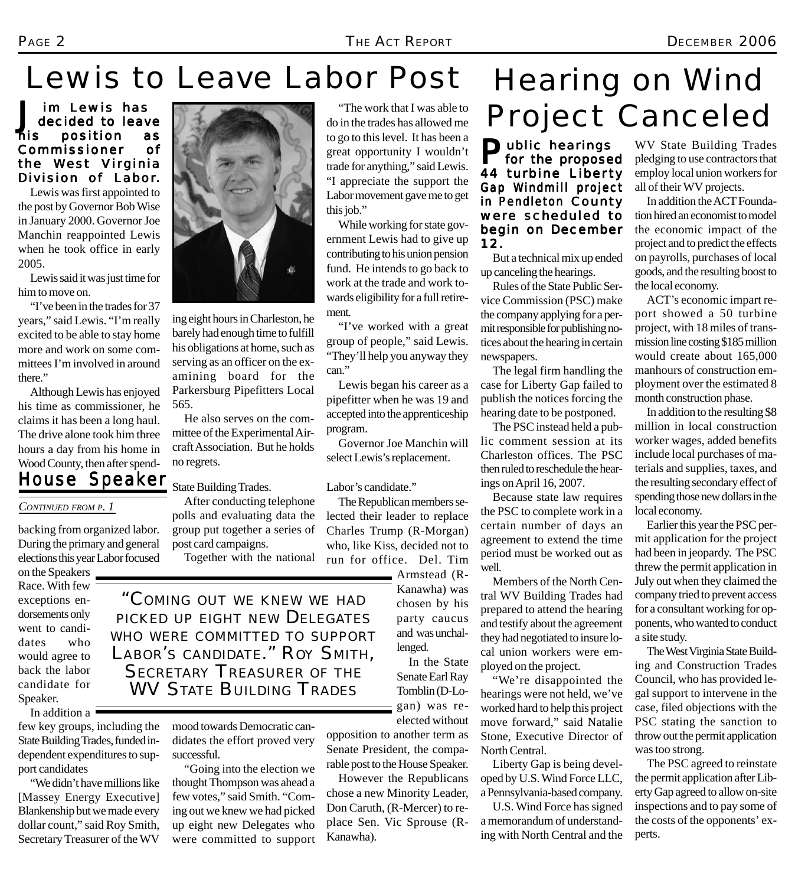# Lewis to Leave Labor Post

**Jim Lewis has decided to leave his position as Commissioner of the West Virginia Division of Labor.**

Lewis was first appointed to the post by Governor Bob Wise in January 2000. Governor Joe Manchin reappointed Lewis when he took office in early 2005.

Lewis said it was just time for him to move on.

"I've been in the trades for 37 years," said Lewis. "I'm really excited to be able to stay home more and work on some committees I'm involved in around there."

Although Lewis has enjoyed his time as commissioner, he claims it has been a long haul. The drive alone took him three hours a day from his home in Wood County, then after spending eight hours in Charleston, he barely had enough time to fulfill his obligations at home, such as serving as an officer on the examining board for the Parkersburg Pipefitters Local 565.

He also serves on the committee of the Experimental Aircraft Association. But he holds no regrets.

"The work that I was able to do in the trades has allowed me to go to this level. It has been a great opportunity I wouldn't trade for anything," said Lewis. "I appreciate the support the Labor movement gave me to get this job."

While working for state government Lewis had to give up contributing to his union pension fund. He intends to go back to work at the trade and work towards eligibility for a full retirement.

"I've worked with a great group of people," said Lewis. "They'll help you anyway they can."

Lewis began his career as a pipefitter when he was 19 and accepted into the apprenticeship program.

Governor Joe Manchin will select Lewis's replacement.

## House Speaker

*CONTINUED FROM P. 1*

backing from organized labor. During the primary and general elections this year Labor focused on the Speakers Race. With few exceptions endorsements only went to candidates who would agree to back the labor candidate for Speaker.

In addition a few key groups, including the State Building Trades, funded independent expenditures to support candidates

"We didn't have millions like [Massey Energy Executive] Blankenship but we made every dollar count," said Roy Smith, Secretary Treasurer of the WV State Building Trades.

After conducting telephone polls and evaluating data the group put together a series of post card campaigns.

Together with the national mood towards Democratic candidates the effort proved very successful.

"Going into the election we thought Thompson was ahead a few votes," said Smith. "Coming out we knew we had picked up eight new Delegates who were committed to support Labor's candidate."

> "COMING OUT WE KNEW WE HAD PICKED UP EIGHT NEW DELEGATES WHO WERE COMMITTED TO SUPPORT LABOR'S CANDIDATE." ROY SMITH, SECRETARY TREASURER OF THE WV STATE BUILDING TRADES

The Republican members selected their leader to replace Charles Trump (R-Morgan) who, like Kiss, decided not to run for office. Del. Tim Armstead (R-Kanawha) was chosen by his party caucus and was unchallenged.

In the State Senate Earl Ray Tomblin (D-Logan) was re-elected without opposition to another term as Senate President, the comparable post to the House Speaker.

However the Republicans chose a new Minority Leader, Don Caruth, (R-Mercer) to replace Sen. Vic Sprouse (R-Kanawha).

# Hearing on Wind Project Canceled

**Public hearings for the proposed 44 turbine Liberty Gap Windmill project in Pendleton County were scheduled to begin on December 12.**

But a technical mix up ended up canceling the hearings.

Rules of the State Public Service Commission (PSC) make the company applying for a permit responsible for publishing notices about the hearing in certain newspapers.

The legal firm handling the case for Liberty Gap failed to publish the notices forcing the hearing date to be postponed.

The PSC instead held a public comment session at its Charleston offices. The PSC then ruled to reschedule the hearings on April 16, 2007.

Because state law requires the PSC to complete work in a certain number of days an agreement to extend the time period must be worked out as well.

Members of the North Central WV Building Trades had prepared to attend the hearing and testify about the agreement they had negotiated to insure local union workers were employed on the project.

"We're disappointed the hearings were not held, we've worked hard to help this project move forward," said Natalie Stone, Executive Director of North Central.

Liberty Gap is being developed by U.S. Wind Force LLC, a Pennsylvania-based company.

U.S. Wind Force has signed a memorandum of understanding with North Central and the WV State Building Trades pledging to use contractors that employ local union workers for all of their WV projects.

In addition the ACT Foundation hired an economist to model the economic impact of the project and to predict the effects on payrolls, purchases of local goods, and the resulting boost to the local economy.

ACT's economic impart report showed a 50 turbine project, with 18 miles of transmission line costing $185 million would create about 165,000 manhours of construction employment over the estimated 8 month construction phase.

In addition to the resulting $8 million in local construction worker wages, added benefits include local purchases of materials and supplies, taxes, and the resulting secondary effect of spending those new dollars in the local economy.

Earlier this year the PSC permit application for the project had been in jeopardy. The PSC threw the permit application in July out when they claimed the company tried to prevent access for a consultant working for opponents, who wanted to conduct a site study.

The West Virginia State Building and Construction Trades Council, who has provided legal support to intervene in the case, filed objections with the PSC stating the sanction to throw out the permit application was too strong.

The PSC agreed to reinstate the permit application after Liberty Gap agreed to allow on-site inspections and to pay some of the costs of the opponents' experts.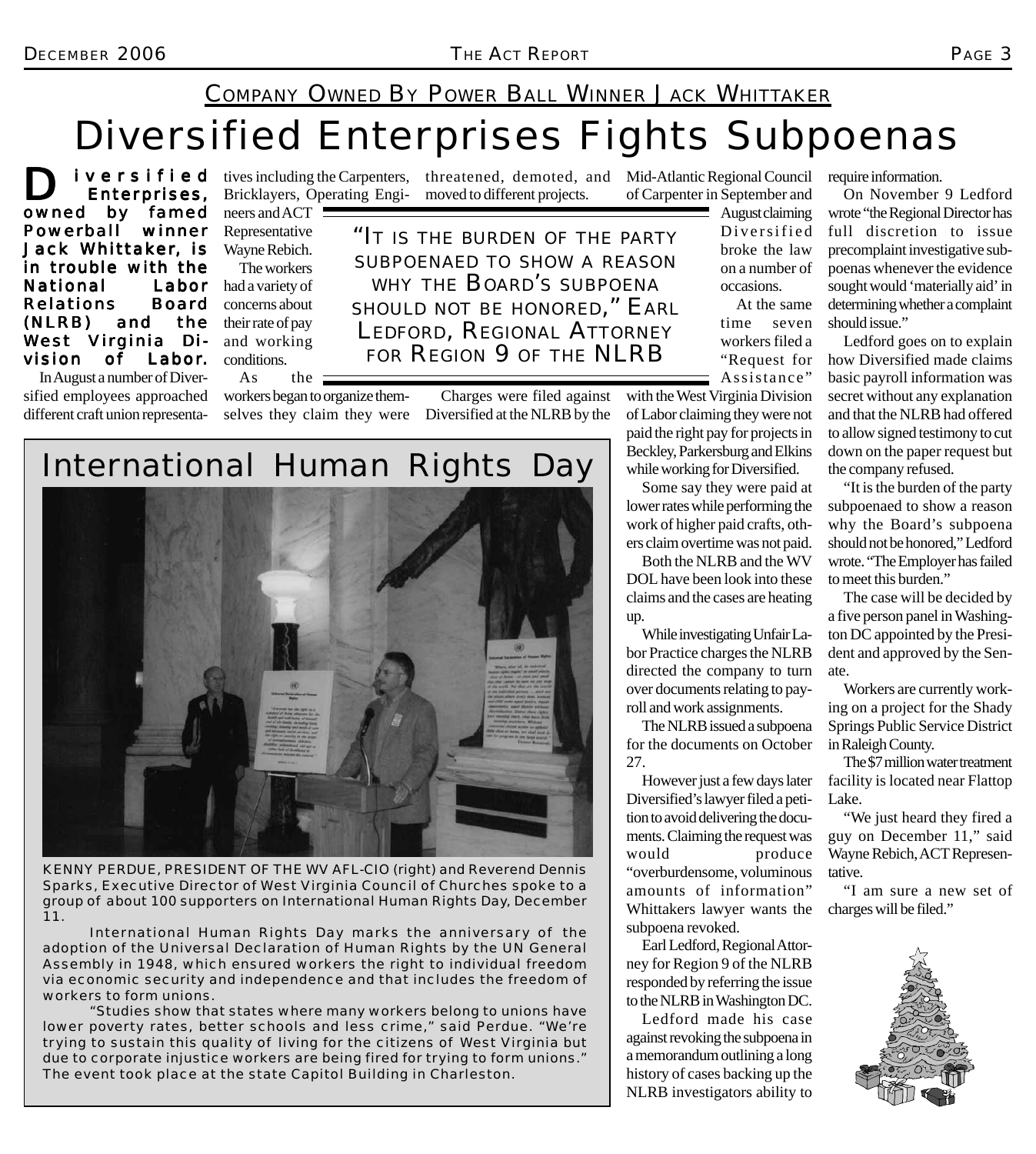## Company Owned By Power Ball Winner Jack Whittaker

# Diversified Enterprises Fights Subpoenas

**Diversified Enterprises, owned by famed Powerball winner Jack Whittaker, is in trouble with the National Labor Relations Board (NLRB) and the West Virginia Division of Labor.**

In August a number of Diversified employees approached different craft union representatives including the Carpenters, Bricklayers, Operating Engineers and ACT Representative Wayne Rebich.

The workers had a variety of concerns about their rate of pay and working conditions.

As the workers began to organize themselves they claim they were threatened, demoted, and moved to different projects.

> "It is the burden of the party subpoenaed to show a reason why the Board's subpoena should not be honored," Earl Ledford, Regional Attorney for Region 9 of the NLRB

Charges were filed against Diversified at the NLRB by the Mid-Atlantic Regional Council of Carpenter in September and August claiming Diversified broke the law on a number of occasions.

At the same time seven workers filed a "Request for Assistance" with the West Virginia Division of Labor claiming they were not paid the right pay for projects in Beckley, Parkersburg and Elkins while working for Diversified.

Some say they were paid at lower rates while performing the work of higher paid crafts, others claim overtime was not paid.

Both the NLRB and the WV DOL have been look into these claims and the cases are heating up.

While investigating Unfair Labor Practice charges the NLRB directed the company to turn over documents relating to payroll and work assignments.

The NLRB issued a subpoena for the documents on October 27.

However just a few days later Diversified's lawyer filed a petition to avoid delivering the documents. Claiming the request was would produce "overburdensome, voluminous amounts of information" Whittakers lawyer wants the subpoena revoked.

Earl Ledford, Regional Attorney for Region 9 of the NLRB responded by referring the issue to the NLRB in Washington DC.

Ledford made his case against revoking the subpoena in a memorandum outlining a long history of cases backing up the NLRB investigators ability to require information.

On November 9 Ledford wrote "the Regional Director has full discretion to issue precomplaint investigative subpoenas whenever the evidence sought would 'materially aid' in determining whether a complaint should issue."

Ledford goes on to explain how Diversified made claims basic payroll information was secret without any explanation and that the NLRB had offered to allow signed testimony to cut down on the paper request but the company refused.

"It is the burden of the party subpoenaed to show a reason why the Board's subpoena should not be honored," Ledford wrote. "The Employer has failed to meet this burden."

The case will be decided by a five person panel in Washington DC appointed by the President and approved by the Senate.

Workers are currently working on a project for the Shady Springs Public Service District in Raleigh County.

The $7 million water treatment facility is located near Flattop Lake.

"We just heard they fired a guy on December 11," said Wayne Rebich, ACT Representative.

"I am sure a new set of charges will be filed."

## International Human Rights Day

KENNY PERDUE, PRESIDENT OF THE WV AFL-CIO (right) and Reverend Dennis Sparks, Executive Director of West Virginia Council of Churches spoke to a group of about 100 supporters on International Human Rights Day, December 11.

International Human Rights Day marks the anniversary of the adoption of the Universal Declaration of Human Rights by the UN General Assembly in 1948, which ensured workers the right to individual freedom via economic security and independence and that includes the freedom of workers to form unions.

"Studies show that states where many workers belong to unions have lower poverty rates, better schools and less crime," said Perdue. "We're trying to sustain this quality of living for the citizens of West Virginia but due to corporate injustice workers are being fired for trying to form unions." The event took place at the state Capitol Building in Charleston.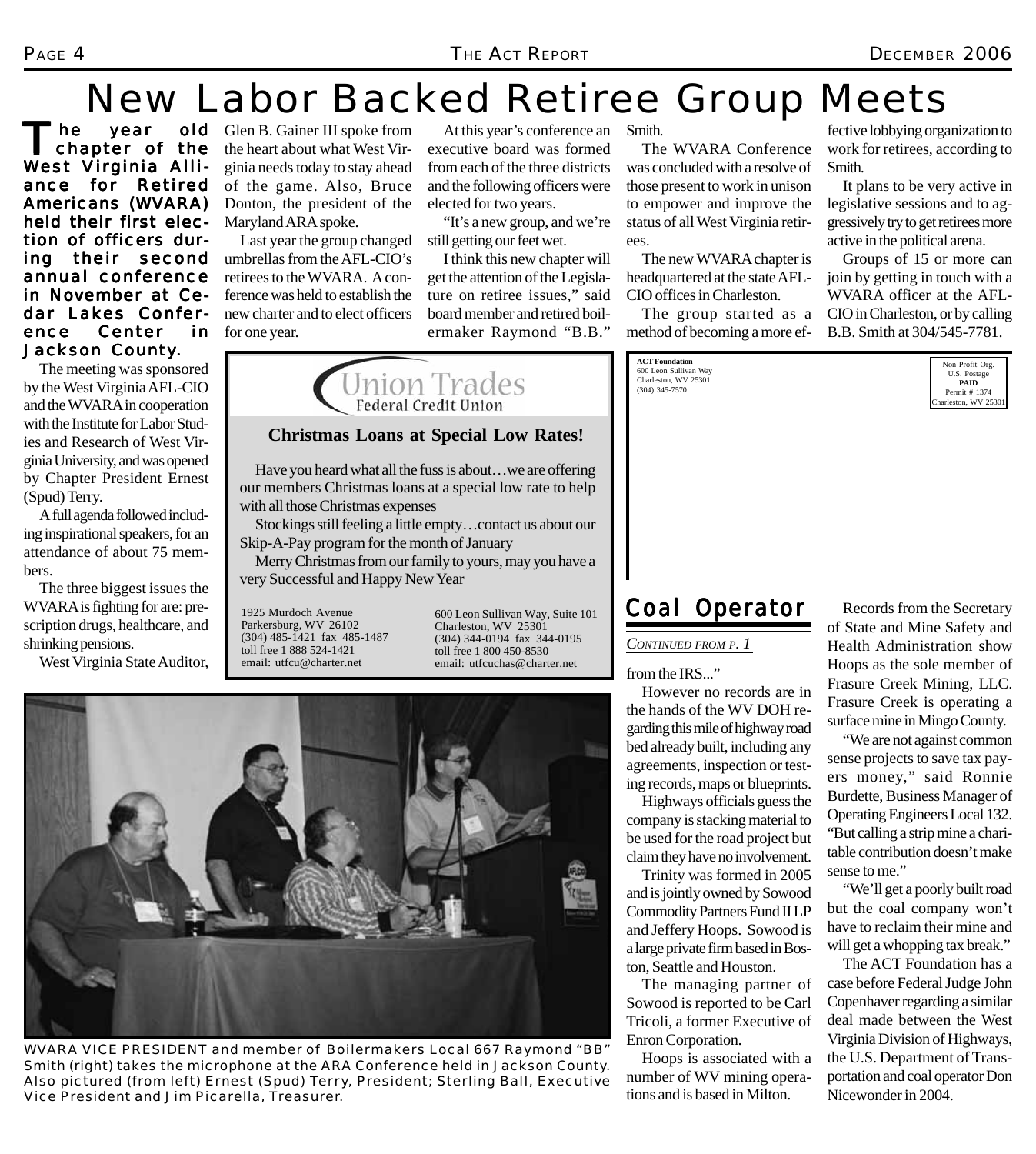# New Labor Backed Retiree Group Meets

**The year old chapter of the West Virginia Alliance for Retired Americans (WVARA) held their first election of officers during their second annual conference in November at Cedar Lakes Conference Center in Jackson County.**

The meeting was sponsored by the West Virginia AFL-CIO and the WVARA in cooperation with the Institute for Labor Studies and Research of West Virginia University, and was opened by Chapter President Ernest (Spud) Terry.

A full agenda followed including inspirational speakers, for an attendance of about 75 members.

The three biggest issues the WVARA is fighting for are: prescription drugs, healthcare, and shrinking pensions.

West Virginia State Auditor, Glen B. Gainer III spoke from the heart about what West Virginia needs today to stay ahead of the game. Also, Bruce Donton, the president of the Maryland ARA spoke.

Last year the group changed umbrellas from the AFL-CIO's retirees to the WVARA. A conference was held to establish the new charter and to elect officers for one year.

At this year's conference an executive board was formed from each of the three districts and the following officers were elected for two years.

"It's a new group, and we're still getting our feet wet.

I think this new chapter will get the attention of the Legislature on retiree issues," said board member and retired boilermaker Raymond "B.B." Smith.

The WVARA Conference was concluded with a resolve of those present to work in unison to empower and improve the status of all West Virginia retirees.

The new WVARA chapter is headquartered at the state AFL-CIO offices in Charleston.

The group started as a method of becoming a more effective lobbying organization to work for retirees, according to Smith.

It plans to be very active in legislative sessions and to aggressively try to get retirees more active in the political arena.

Groups of 15 or more can join by getting in touch with a WVARA officer at the AFL-CIO in Charleston, or by calling B.B. Smith at 304/545-7781.

WVARA VICE PRESIDENT and member of Boilermakers Local 667 Raymond "BB" Smith (right) takes the microphone at the ARA Conference held in Jackson County. Also pictured (from left) Ernest (Spud) Terry, President; Sterling Ball, Executive Vice President and Jim Picarella, Treasurer.

---

Union Trades Federal Credit Union

**Christmas Loans at Special Low Rates!**

Have you heard what all the fuss is about…we are offering our members Christmas loans at a special low rate to help with all those Christmas expenses

Stockings still feeling a little empty…contact us about our Skip-A-Pay program for the month of January

Merry Christmas from our family to yours, may you have a very Successful and Happy New Year

1925 Murdoch Avenue
Parkersburg, WV 26102
(304) 485-1421 fax 485-1487
toll free 1 888 524-1421
email: utfcu@charter.net

600 Leon Sullivan Way, Suite 101
Charleston, WV 25301
(304) 344-0194 fax 344-0195
toll free 1 800 450-8530
email: utfcuchas@charter.net

---

**ACT Foundation**
600 Leon Sullivan Way
Charleston, WV 25301
(304) 345-7570

Non-Profit Org.
U.S. Postage
**PAID**
Permit # 1374
Charleston, WV 25301

---

## Coal Operator

*CONTINUED FROM P. 1*

from the IRS..."

However no records are in the hands of the WV DOH regarding this mile of highway road bed already built, including any agreements, inspection or testing records, maps or blueprints.

Highways officials guess the company is stacking material to be used for the road project but claim they have no involvement.

Trinity was formed in 2005 and is jointly owned by Sowood Commodity Partners Fund II LP and Jeffery Hoops. Sowood is a large private firm based in Boston, Seattle and Houston.

The managing partner of Sowood is reported to be Carl Tricoli, a former Executive of Enron Corporation.

Hoops is associated with a number of WV mining operations and is based in Milton.

Records from the Secretary of State and Mine Safety and Health Administration show Hoops as the sole member of Frasure Creek Mining, LLC. Frasure Creek is operating a surface mine in Mingo County.

"We are not against common sense projects to save tax payers money," said Ronnie Burdette, Business Manager of Operating Engineers Local 132. "But calling a strip mine a charitable contribution doesn't make sense to me."

"We'll get a poorly built road but the coal company won't have to reclaim their mine and will get a whopping tax break."

The ACT Foundation has a case before Federal Judge John Copenhaver regarding a similar deal made between the West Virginia Division of Highways, the U.S. Department of Transportation and coal operator Don Nicewonder in 2004.